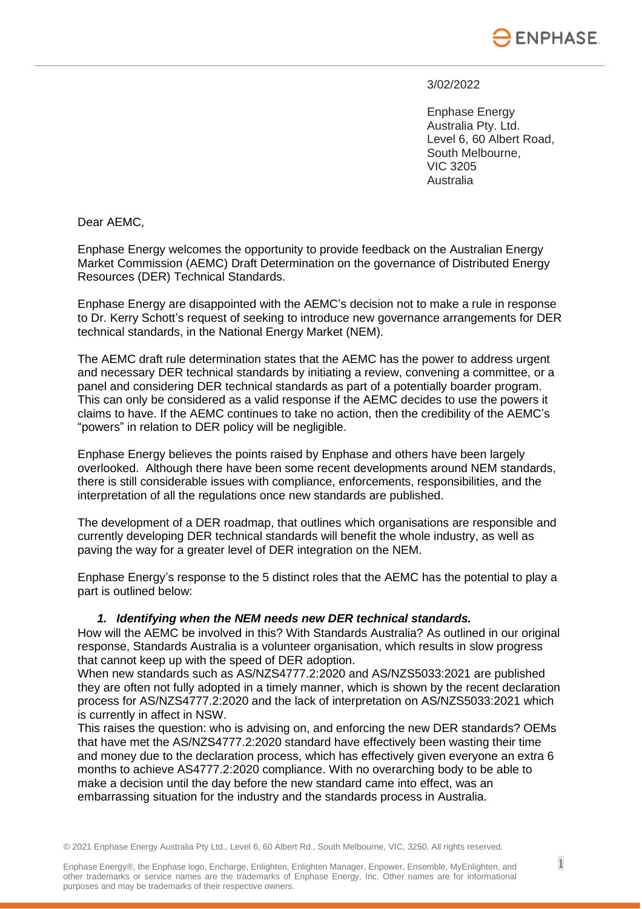3/02/2022

Enphase Energy
Australia Pty. Ltd.
Level 6, 60 Albert Road,
South Melbourne,
VIC 3205
Australia

Dear AEMC,

Enphase Energy welcomes the opportunity to provide feedback on the Australian Energy Market Commission (AEMC) Draft Determination on the governance of Distributed Energy Resources (DER) Technical Standards.

Enphase Energy are disappointed with the AEMC's decision not to make a rule in response to Dr. Kerry Schott's request of seeking to introduce new governance arrangements for DER technical standards, in the National Energy Market (NEM).

The AEMC draft rule determination states that the AEMC has the power to address urgent and necessary DER technical standards by initiating a review, convening a committee, or a panel and considering DER technical standards as part of a potentially boarder program. This can only be considered as a valid response if the AEMC decides to use the powers it claims to have. If the AEMC continues to take no action, then the credibility of the AEMC's "powers" in relation to DER policy will be negligible.

Enphase Energy believes the points raised by Enphase and others have been largely overlooked. Although there have been some recent developments around NEM standards, there is still considerable issues with compliance, enforcements, responsibilities, and the interpretation of all the regulations once new standards are published.

The development of a DER roadmap, that outlines which organisations are responsible and currently developing DER technical standards will benefit the whole industry, as well as paving the way for a greater level of DER integration on the NEM.

Enphase Energy's response to the 5 distinct roles that the AEMC has the potential to play a part is outlined below:

1. ***Identifying when the NEM needs new DER technical standards.***

How will the AEMC be involved in this? With Standards Australia? As outlined in our original response, Standards Australia is a volunteer organisation, which results in slow progress that cannot keep up with the speed of DER adoption.

When new standards such as AS/NZS4777.2:2020 and AS/NZS5033:2021 are published they are often not fully adopted in a timely manner, which is shown by the recent declaration process for AS/NZS4777.2:2020 and the lack of interpretation on AS/NZS5033:2021 which is currently in affect in NSW.

This raises the question: who is advising on, and enforcing the new DER standards? OEMs that have met the AS/NZS4777.2:2020 standard have effectively been wasting their time and money due to the declaration process, which has effectively given everyone an extra 6 months to achieve AS4777.2:2020 compliance. With no overarching body to be able to make a decision until the day before the new standard came into effect, was an embarrassing situation for the industry and the standards process in Australia.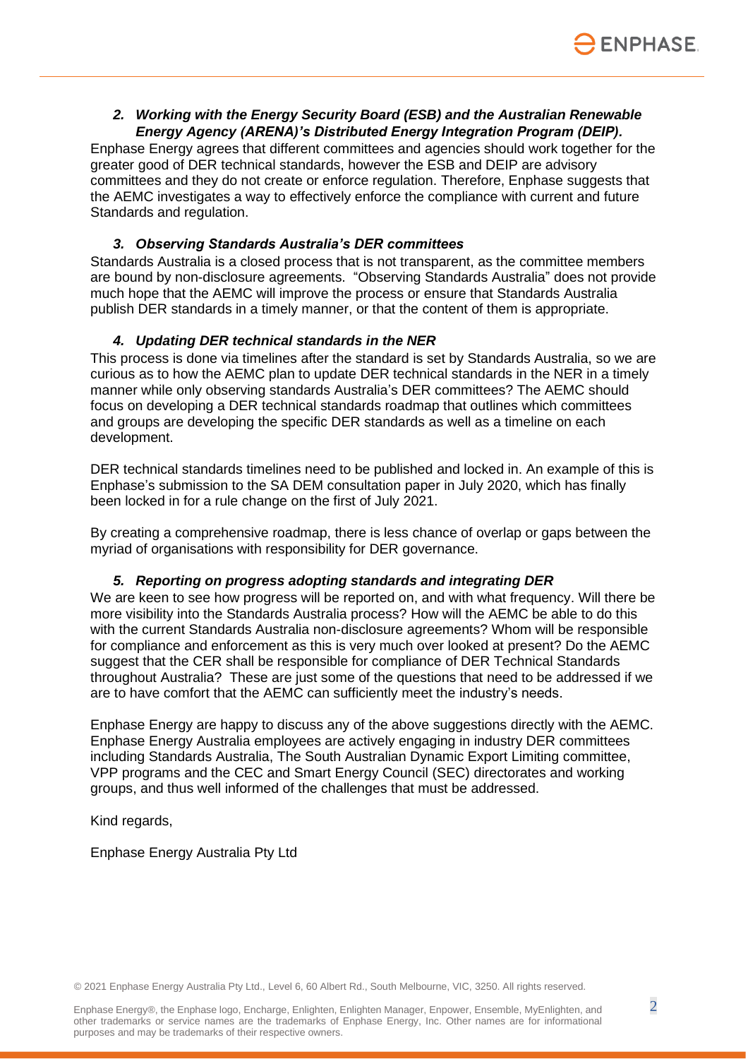### *2. Working with the Energy Security Board (ESB) and the Australian Renewable Energy Agency (ARENA)'s Distributed Energy Integration Program (DEIP).*

Enphase Energy agrees that different committees and agencies should work together for the greater good of DER technical standards, however the ESB and DEIP are advisory committees and they do not create or enforce regulation. Therefore, Enphase suggests that the AEMC investigates a way to effectively enforce the compliance with current and future Standards and regulation.

### *3. Observing Standards Australia's DER committees*

Standards Australia is a closed process that is not transparent, as the committee members are bound by non-disclosure agreements. "Observing Standards Australia" does not provide much hope that the AEMC will improve the process or ensure that Standards Australia publish DER standards in a timely manner, or that the content of them is appropriate.

### *4. Updating DER technical standards in the NER*

This process is done via timelines after the standard is set by Standards Australia, so we are curious as to how the AEMC plan to update DER technical standards in the NER in a timely manner while only observing standards Australia's DER committees? The AEMC should focus on developing a DER technical standards roadmap that outlines which committees and groups are developing the specific DER standards as well as a timeline on each development.

DER technical standards timelines need to be published and locked in. An example of this is Enphase's submission to the SA DEM consultation paper in July 2020, which has finally been locked in for a rule change on the first of July 2021.

By creating a comprehensive roadmap, there is less chance of overlap or gaps between the myriad of organisations with responsibility for DER governance.

### *5. Reporting on progress adopting standards and integrating DER*

We are keen to see how progress will be reported on, and with what frequency. Will there be more visibility into the Standards Australia process? How will the AEMC be able to do this with the current Standards Australia non-disclosure agreements? Whom will be responsible for compliance and enforcement as this is very much over looked at present? Do the AEMC suggest that the CER shall be responsible for compliance of DER Technical Standards throughout Australia? These are just some of the questions that need to be addressed if we are to have comfort that the AEMC can sufficiently meet the industry's needs.

Enphase Energy are happy to discuss any of the above suggestions directly with the AEMC. Enphase Energy Australia employees are actively engaging in industry DER committees including Standards Australia, The South Australian Dynamic Export Limiting committee, VPP programs and the CEC and Smart Energy Council (SEC) directorates and working groups, and thus well informed of the challenges that must be addressed.

Kind regards,

Enphase Energy Australia Pty Ltd